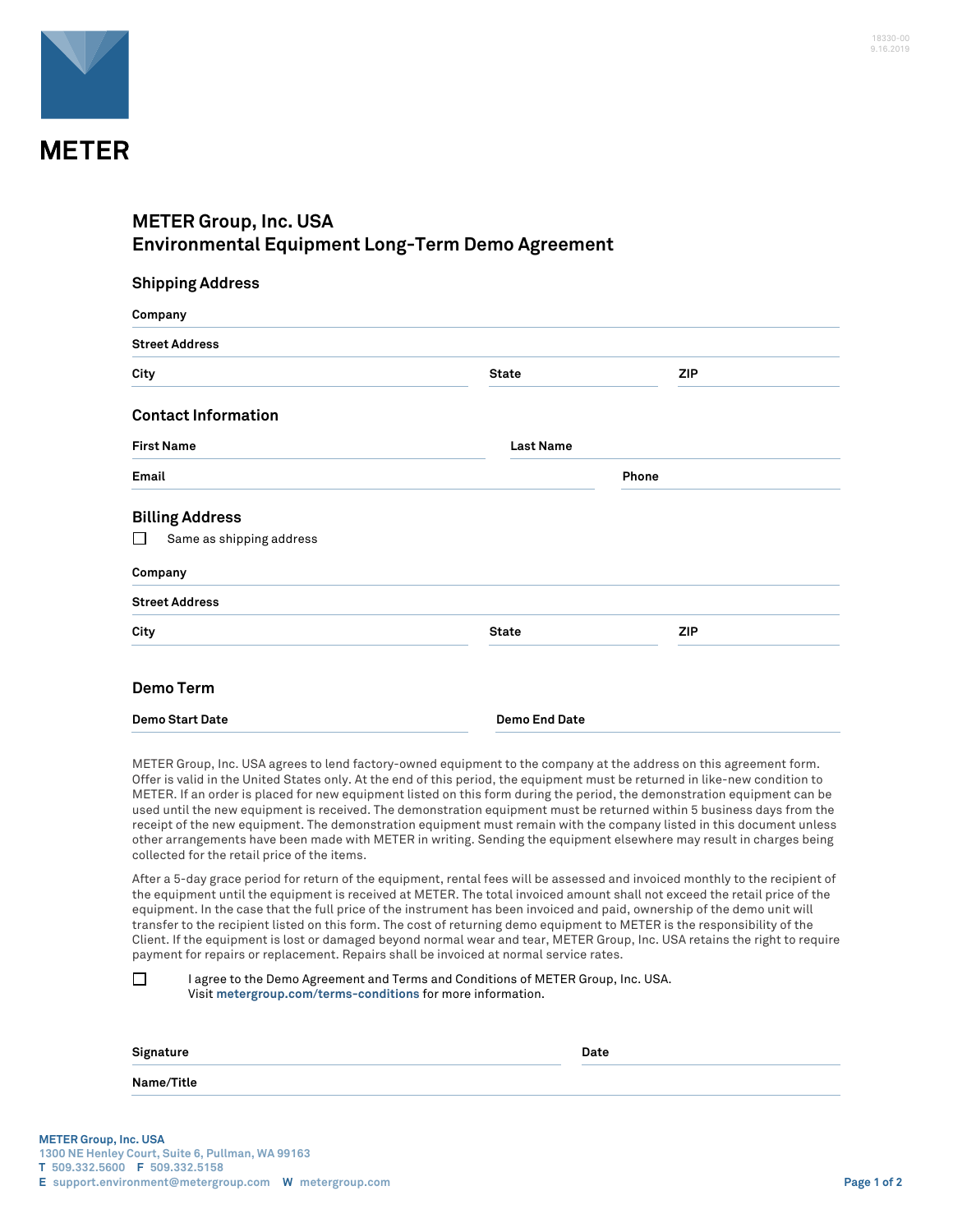METER

18330-00
9.16.2019

# METER Group, Inc. USA
# Environmental Equipment Long-Term Demo Agreement

## Shipping Address

**Company**

**Street Address**

**City** | **State** | **ZIP**

## Contact Information

**First Name** | **Last Name**

**Email** | **Phone**

## Billing Address

☐ Same as shipping address

**Company**

**Street Address**

**City** | **State** | **ZIP**

## Demo Term

**Demo Start Date** | **Demo End Date**

METER Group, Inc. USA agrees to lend factory-owned equipment to the company at the address on this agreement form. Offer is valid in the United States only. At the end of this period, the equipment must be returned in like-new condition to METER. If an order is placed for new equipment listed on this form during the period, the demonstration equipment can be used until the new equipment is received. The demonstration equipment must be returned within 5 business days from the receipt of the new equipment. The demonstration equipment must remain with the company listed in this document unless other arrangements have been made with METER in writing. Sending the equipment elsewhere may result in charges being collected for the retail price of the items.

After a 5-day grace period for return of the equipment, rental fees will be assessed and invoiced monthly to the recipient of the equipment until the equipment is received at METER. The total invoiced amount shall not exceed the retail price of the equipment. In the case that the full price of the instrument has been invoiced and paid, ownership of the demo unit will transfer to the recipient listed on this form. The cost of returning demo equipment to METER is the responsibility of the Client. If the equipment is lost or damaged beyond normal wear and tear, METER Group, Inc. USA retains the right to require payment for repairs or replacement. Repairs shall be invoiced at normal service rates.

☐ I agree to the Demo Agreement and Terms and Conditions of METER Group, Inc. USA. Visit **metergroup.com/terms-conditions** for more information.

**Signature** | **Date**

**Name/Title**

**METER Group, Inc. USA**
1300 NE Henley Court, Suite 6, Pullman, WA 99163
**T** 509.332.5600 **F** 509.332.5158
**E** support.environment@metergroup.com **W** metergroup.com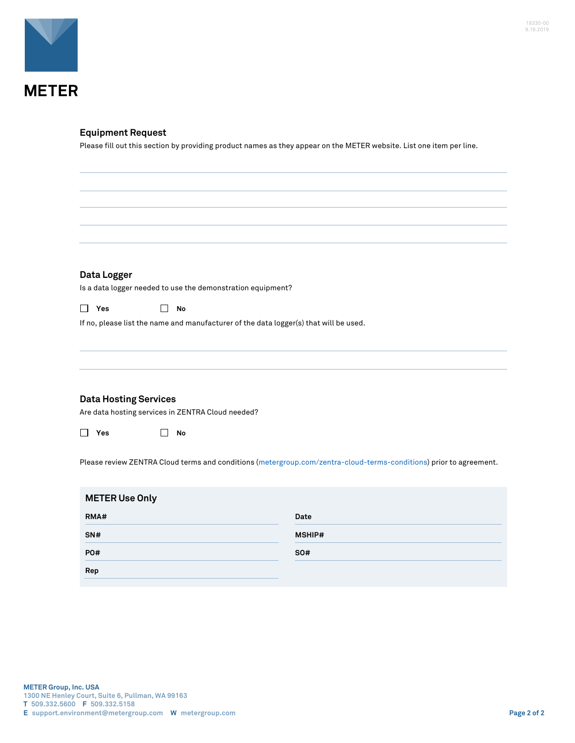18330-00
9.16.2019

METER

## Equipment Request

Please fill out this section by providing product names as they appear on the METER website. List one item per line.

## Data Logger

Is a data logger needed to use the demonstration equipment?

☐ **Yes** ☐ **No**

If no, please list the name and manufacturer of the data logger(s) that will be used.

## Data Hosting Services

Are data hosting services in ZENTRA Cloud needed?

☐ **Yes** ☐ **No**

Please review ZENTRA Cloud terms and conditions (metergroup.com/zentra-cloud-terms-conditions) prior to agreement.

### METER Use Only

| | |
|---|---|
| **RMA#** | **Date** |
| **SN#** | **MSHIP#** |
| **PO#** | **SO#** |
| **Rep** | |

**METER Group, Inc. USA**
1300 NE Henley Court, Suite 6, Pullman, WA 99163
**T** 509.332.5600 **F** 509.332.5158
**E** support.environment@metergroup.com **W** metergroup.com